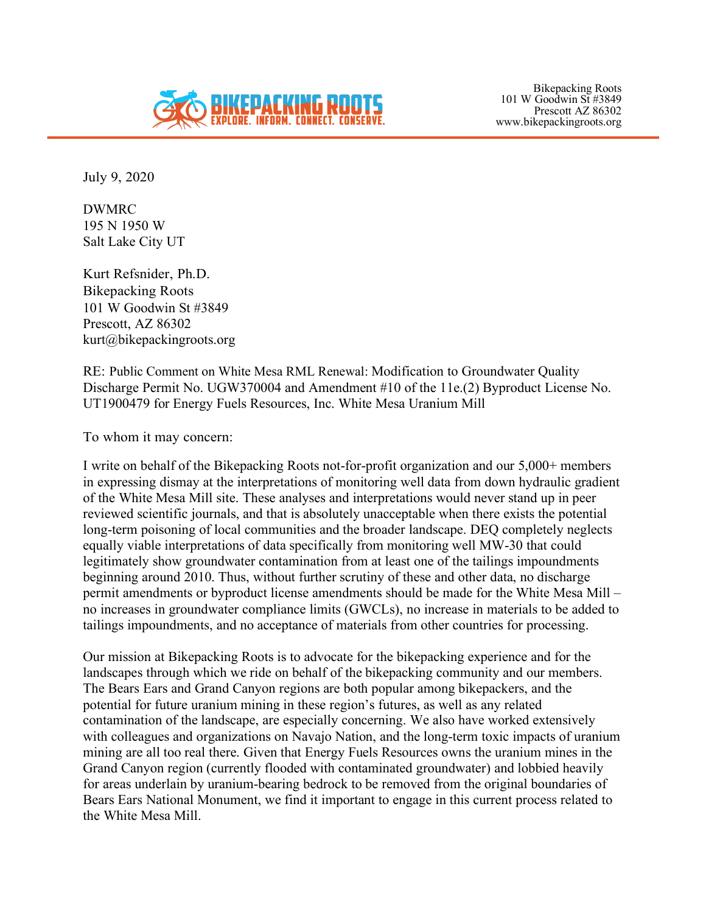BIKEPACKING ROOTS
EXPLORE. INFORM. CONNECT. CONSERVE.

Bikepacking Roots
101 W Goodwin St #3849
Prescott AZ 86302
www.bikepackingroots.org

July 9, 2020

DWMRC
195 N 1950 W
Salt Lake City UT

Kurt Refsnider, Ph.D.
Bikepacking Roots
101 W Goodwin St #3849
Prescott, AZ 86302
kurt@bikepackingroots.org

RE: Public Comment on White Mesa RML Renewal: Modification to Groundwater Quality Discharge Permit No. UGW370004 and Amendment #10 of the 11e.(2) Byproduct License No. UT1900479 for Energy Fuels Resources, Inc. White Mesa Uranium Mill

To whom it may concern:

I write on behalf of the Bikepacking Roots not-for-profit organization and our 5,000+ members in expressing dismay at the interpretations of monitoring well data from down hydraulic gradient of the White Mesa Mill site. These analyses and interpretations would never stand up in peer reviewed scientific journals, and that is absolutely unacceptable when there exists the potential long-term poisoning of local communities and the broader landscape. DEQ completely neglects equally viable interpretations of data specifically from monitoring well MW-30 that could legitimately show groundwater contamination from at least one of the tailings impoundments beginning around 2010. Thus, without further scrutiny of these and other data, no discharge permit amendments or byproduct license amendments should be made for the White Mesa Mill – no increases in groundwater compliance limits (GWCLs), no increase in materials to be added to tailings impoundments, and no acceptance of materials from other countries for processing.

Our mission at Bikepacking Roots is to advocate for the bikepacking experience and for the landscapes through which we ride on behalf of the bikepacking community and our members. The Bears Ears and Grand Canyon regions are both popular among bikepackers, and the potential for future uranium mining in these region's futures, as well as any related contamination of the landscape, are especially concerning. We also have worked extensively with colleagues and organizations on Navajo Nation, and the long-term toxic impacts of uranium mining are all too real there. Given that Energy Fuels Resources owns the uranium mines in the Grand Canyon region (currently flooded with contaminated groundwater) and lobbied heavily for areas underlain by uranium-bearing bedrock to be removed from the original boundaries of Bears Ears National Monument, we find it important to engage in this current process related to the White Mesa Mill.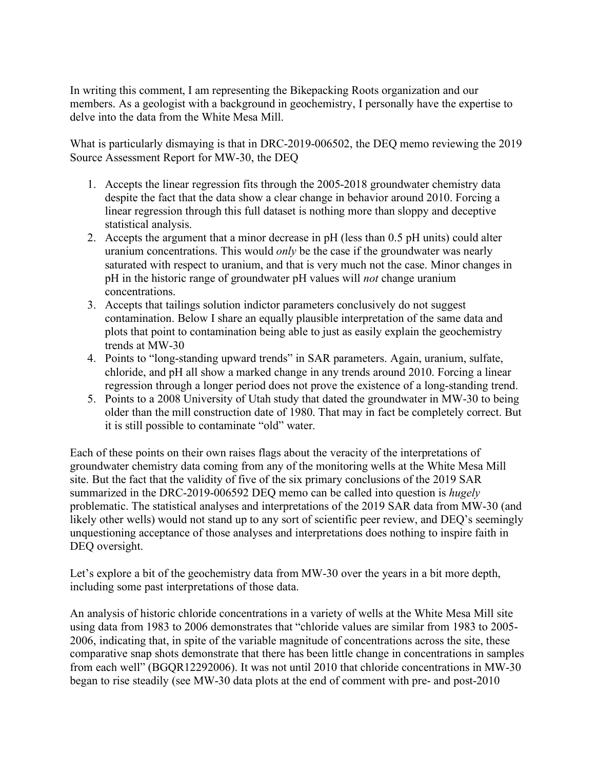In writing this comment, I am representing the Bikepacking Roots organization and our members. As a geologist with a background in geochemistry, I personally have the expertise to delve into the data from the White Mesa Mill.

What is particularly dismaying is that in DRC-2019-006502, the DEQ memo reviewing the 2019 Source Assessment Report for MW-30, the DEQ

1. Accepts the linear regression fits through the 2005-2018 groundwater chemistry data despite the fact that the data show a clear change in behavior around 2010. Forcing a linear regression through this full dataset is nothing more than sloppy and deceptive statistical analysis.
2. Accepts the argument that a minor decrease in pH (less than 0.5 pH units) could alter uranium concentrations. This would *only* be the case if the groundwater was nearly saturated with respect to uranium, and that is very much not the case. Minor changes in pH in the historic range of groundwater pH values will *not* change uranium concentrations.
3. Accepts that tailings solution indictor parameters conclusively do not suggest contamination. Below I share an equally plausible interpretation of the same data and plots that point to contamination being able to just as easily explain the geochemistry trends at MW-30
4. Points to "long-standing upward trends" in SAR parameters. Again, uranium, sulfate, chloride, and pH all show a marked change in any trends around 2010. Forcing a linear regression through a longer period does not prove the existence of a long-standing trend.
5. Points to a 2008 University of Utah study that dated the groundwater in MW-30 to being older than the mill construction date of 1980. That may in fact be completely correct. But it is still possible to contaminate "old" water.

Each of these points on their own raises flags about the veracity of the interpretations of groundwater chemistry data coming from any of the monitoring wells at the White Mesa Mill site. But the fact that the validity of five of the six primary conclusions of the 2019 SAR summarized in the DRC-2019-006592 DEQ memo can be called into question is *hugely* problematic. The statistical analyses and interpretations of the 2019 SAR data from MW-30 (and likely other wells) would not stand up to any sort of scientific peer review, and DEQ's seemingly unquestioning acceptance of those analyses and interpretations does nothing to inspire faith in DEQ oversight.

Let's explore a bit of the geochemistry data from MW-30 over the years in a bit more depth, including some past interpretations of those data.

An analysis of historic chloride concentrations in a variety of wells at the White Mesa Mill site using data from 1983 to 2006 demonstrates that "chloride values are similar from 1983 to 2005-2006, indicating that, in spite of the variable magnitude of concentrations across the site, these comparative snap shots demonstrate that there has been little change in concentrations in samples from each well" (BGQR12292006). It was not until 2010 that chloride concentrations in MW-30 began to rise steadily (see MW-30 data plots at the end of comment with pre- and post-2010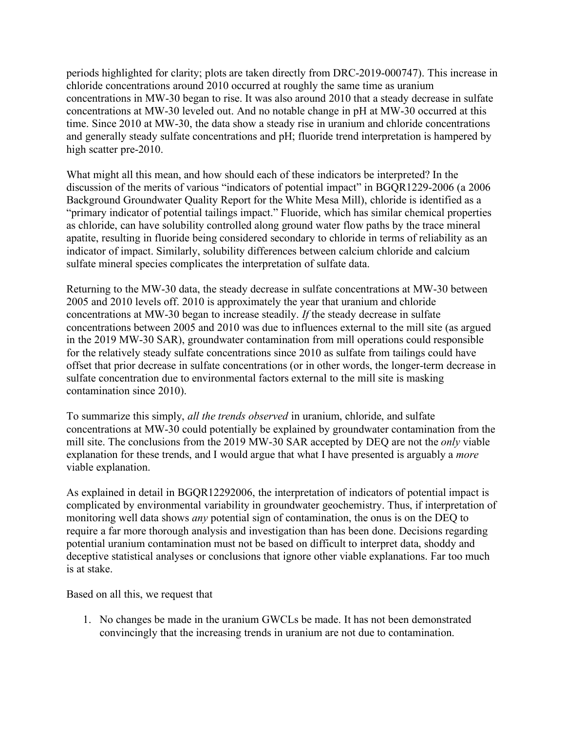periods highlighted for clarity; plots are taken directly from DRC-2019-000747). This increase in chloride concentrations around 2010 occurred at roughly the same time as uranium concentrations in MW-30 began to rise. It was also around 2010 that a steady decrease in sulfate concentrations at MW-30 leveled out. And no notable change in pH at MW-30 occurred at this time. Since 2010 at MW-30, the data show a steady rise in uranium and chloride concentrations and generally steady sulfate concentrations and pH; fluoride trend interpretation is hampered by high scatter pre-2010.

What might all this mean, and how should each of these indicators be interpreted? In the discussion of the merits of various "indicators of potential impact" in BGQR1229-2006 (a 2006 Background Groundwater Quality Report for the White Mesa Mill), chloride is identified as a "primary indicator of potential tailings impact." Fluoride, which has similar chemical properties as chloride, can have solubility controlled along ground water flow paths by the trace mineral apatite, resulting in fluoride being considered secondary to chloride in terms of reliability as an indicator of impact. Similarly, solubility differences between calcium chloride and calcium sulfate mineral species complicates the interpretation of sulfate data.

Returning to the MW-30 data, the steady decrease in sulfate concentrations at MW-30 between 2005 and 2010 levels off. 2010 is approximately the year that uranium and chloride concentrations at MW-30 began to increase steadily. *If* the steady decrease in sulfate concentrations between 2005 and 2010 was due to influences external to the mill site (as argued in the 2019 MW-30 SAR), groundwater contamination from mill operations could responsible for the relatively steady sulfate concentrations since 2010 as sulfate from tailings could have offset that prior decrease in sulfate concentrations (or in other words, the longer-term decrease in sulfate concentration due to environmental factors external to the mill site is masking contamination since 2010).

To summarize this simply, *all the trends observed* in uranium, chloride, and sulfate concentrations at MW-30 could potentially be explained by groundwater contamination from the mill site. The conclusions from the 2019 MW-30 SAR accepted by DEQ are not the *only* viable explanation for these trends, and I would argue that what I have presented is arguably a *more* viable explanation.

As explained in detail in BGQR12292006, the interpretation of indicators of potential impact is complicated by environmental variability in groundwater geochemistry. Thus, if interpretation of monitoring well data shows *any* potential sign of contamination, the onus is on the DEQ to require a far more thorough analysis and investigation than has been done. Decisions regarding potential uranium contamination must not be based on difficult to interpret data, shoddy and deceptive statistical analyses or conclusions that ignore other viable explanations. Far too much is at stake.

Based on all this, we request that

1. No changes be made in the uranium GWCLs be made. It has not been demonstrated convincingly that the increasing trends in uranium are not due to contamination.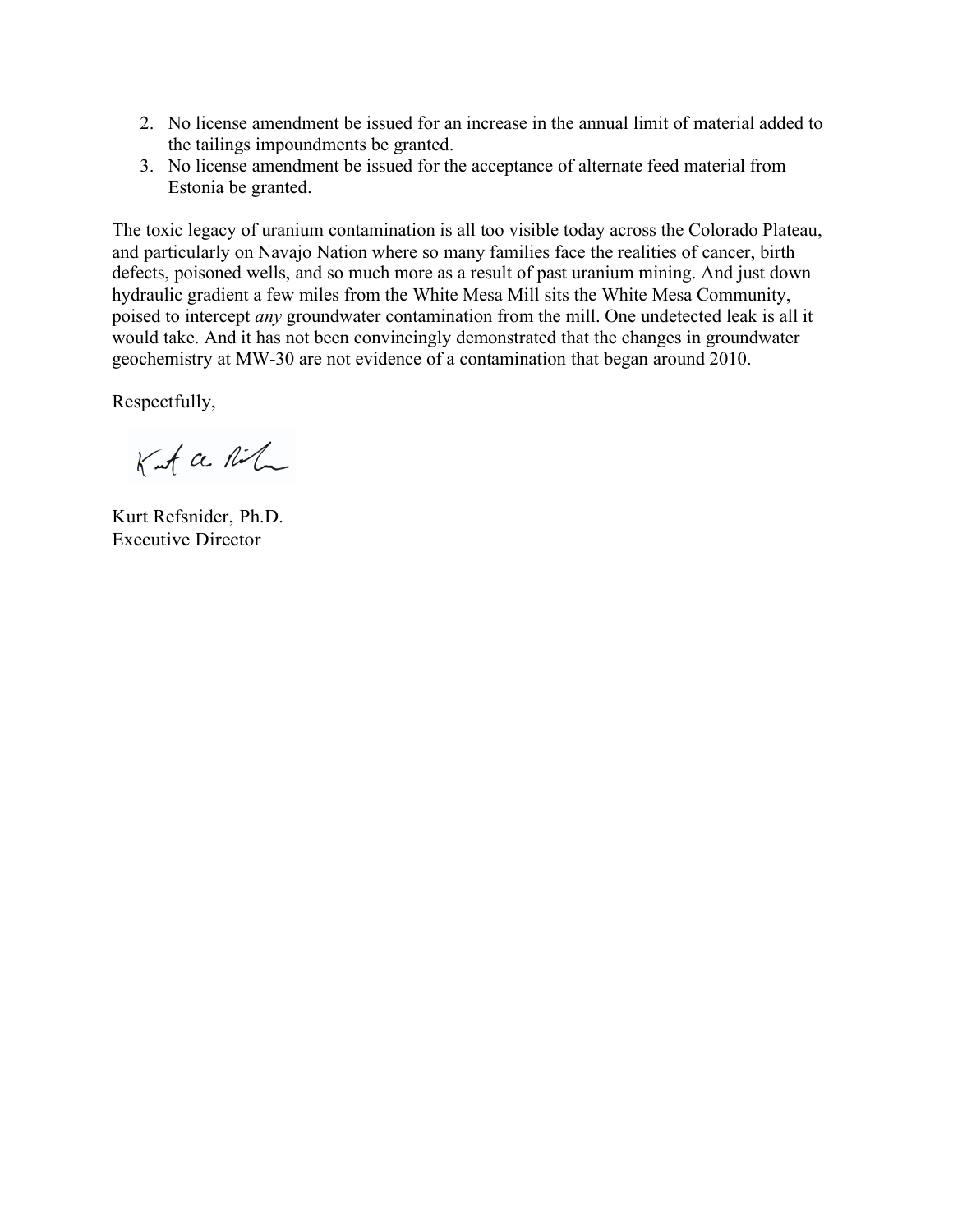2. No license amendment be issued for an increase in the annual limit of material added to the tailings impoundments be granted.
3. No license amendment be issued for the acceptance of alternate feed material from Estonia be granted.

The toxic legacy of uranium contamination is all too visible today across the Colorado Plateau, and particularly on Navajo Nation where so many families face the realities of cancer, birth defects, poisoned wells, and so much more as a result of past uranium mining. And just down hydraulic gradient a few miles from the White Mesa Mill sits the White Mesa Community, poised to intercept *any* groundwater contamination from the mill. One undetected leak is all it would take. And it has not been convincingly demonstrated that the changes in groundwater geochemistry at MW-30 are not evidence of a contamination that began around 2010.

Respectfully,

Kurt Refsnider, Ph.D.
Executive Director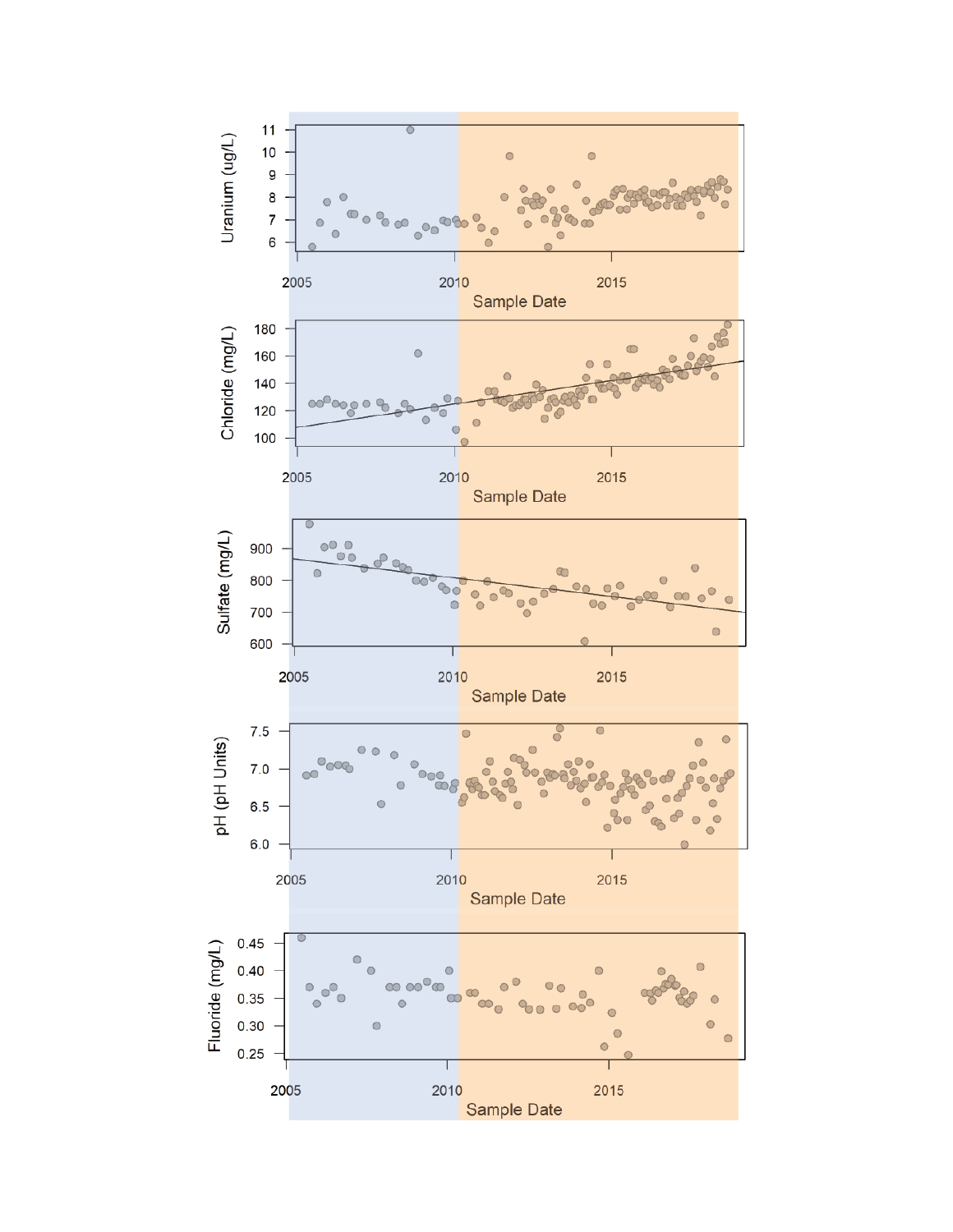Uranium (ug/L)

11
10
9
8
7
6

2005
2010
2015
Sample Date

Chloride (mg/L)

180
160
140
120
100

2005
2010
2015
Sample Date

Sulfate (mg/L)

900
800
700
600

2005
2010
2015
Sample Date

pH (pH Units)

7.5
7.0
6.5
6.0

2005
2010
2015
Sample Date

Fluoride (mg/L)

0.45
0.40
0.35
0.30
0.25

2005
2010
2015
Sample Date